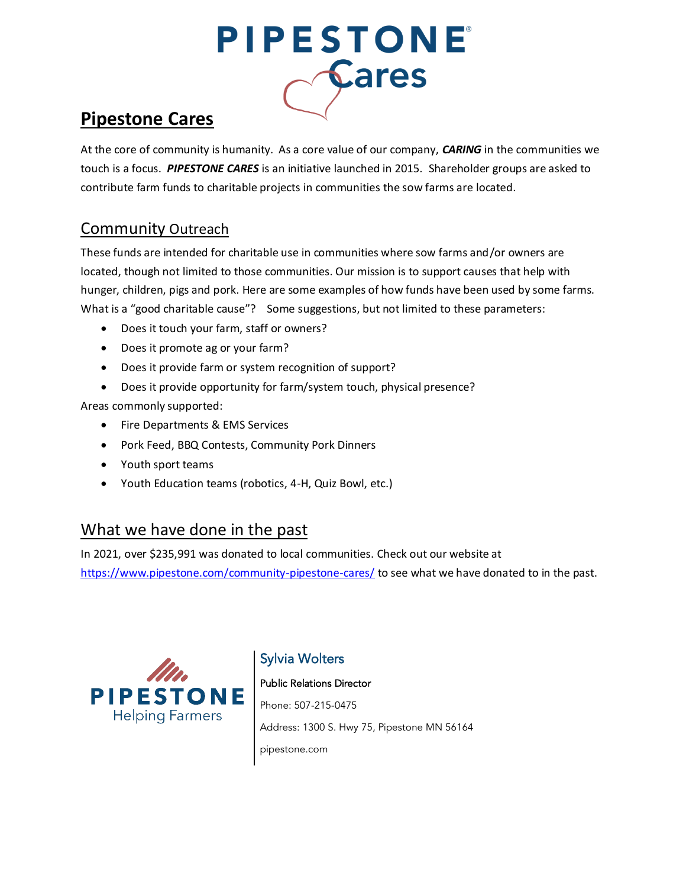# PIPESTONE Cares

## Pipestone Cares

At the core of community is humanity. As a core value of our company, ***CARING*** in the communities we touch is a focus. ***PIPESTONE CARES*** is an initiative launched in 2015. Shareholder groups are asked to contribute farm funds to charitable projects in communities the sow farms are located.

## Community Outreach

These funds are intended for charitable use in communities where sow farms and/or owners are located, though not limited to those communities. Our mission is to support causes that help with hunger, children, pigs and pork. Here are some examples of how funds have been used by some farms. What is a "good charitable cause"? Some suggestions, but not limited to these parameters:

- Does it touch your farm, staff or owners?
- Does it promote ag or your farm?
- Does it provide farm or system recognition of support?
- Does it provide opportunity for farm/system touch, physical presence?

Areas commonly supported:

- Fire Departments & EMS Services
- Pork Feed, BBQ Contests, Community Pork Dinners
- Youth sport teams
- Youth Education teams (robotics, 4-H, Quiz Bowl, etc.)

## What we have done in the past

In 2021, over $235,991 was donated to local communities. Check out our website at https://www.pipestone.com/community-pipestone-cares/ to see what we have donated to in the past.

PIPESTONE
Helping Farmers

Sylvia Wolters

Public Relations Director

Phone: 507-215-0475

Address: 1300 S. Hwy 75, Pipestone MN 56164

pipestone.com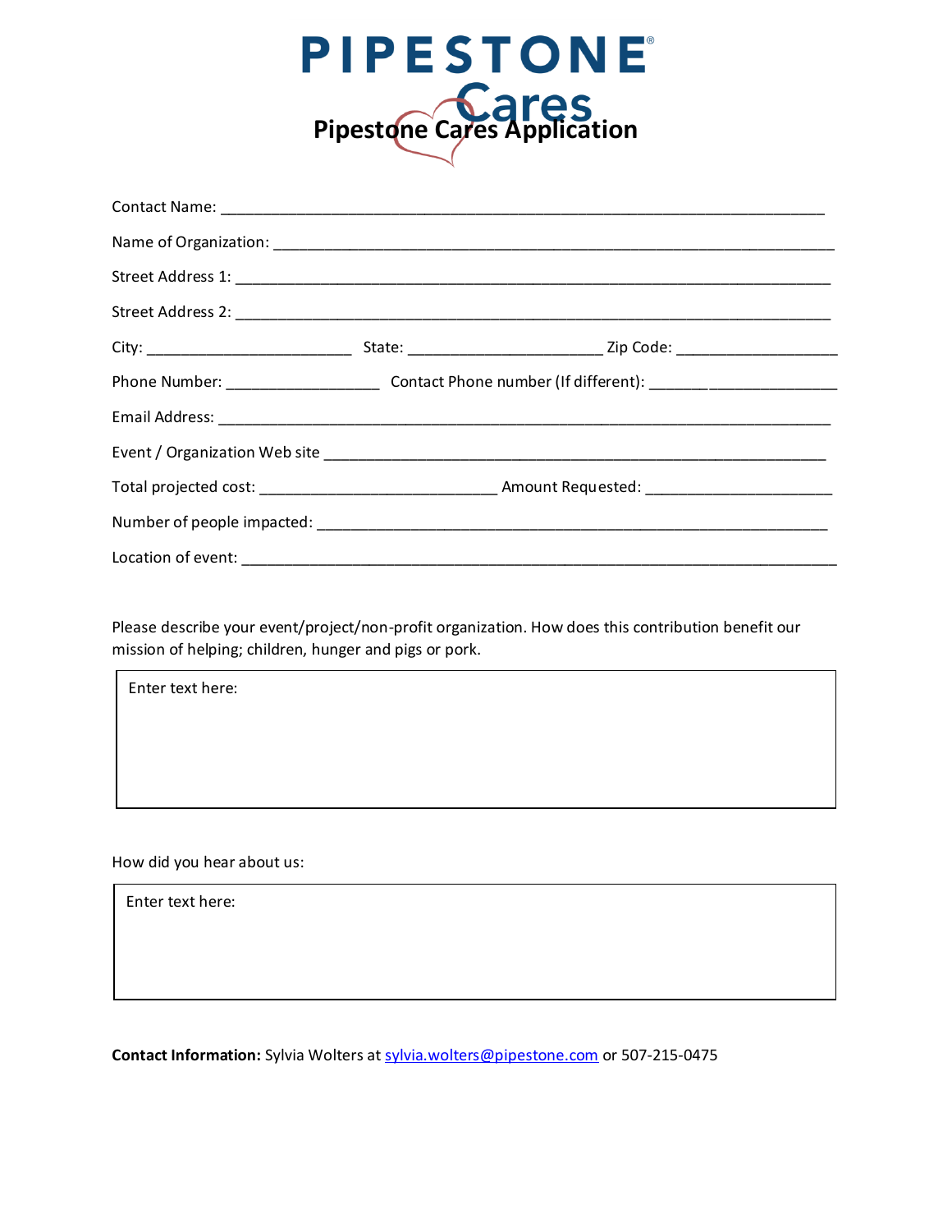# PIPESTONE Cares

## Pipestone Cares Application

Contact Name: ___________________________________________________________________

Name of Organization: _____________________________________________________________

Street Address 1: _________________________________________________________________

Street Address 2: _________________________________________________________________

City: _______________________ State: ______________________ Zip Code: __________________

Phone Number: _________________ Contact Phone number (If different): ______________________

Email Address: ___________________________________________________________________

Event / Organization Web site _______________________________________________________

Total projected cost: ___________________________ Amount Requested: _____________________

Number of people impacted: _________________________________________________________

Location of event: _________________________________________________________________

Please describe your event/project/non-profit organization. How does this contribution benefit our mission of helping; children, hunger and pigs or pork.

Enter text here:

How did you hear about us:

Enter text here:

**Contact Information:** Sylvia Wolters at sylvia.wolters@pipestone.com or 507-215-0475